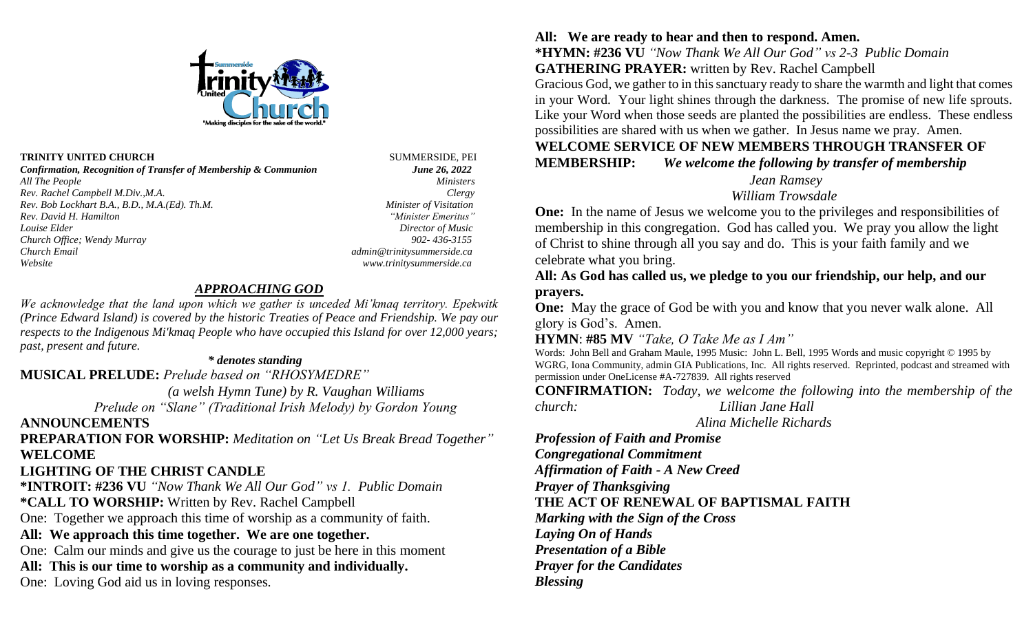**TRINITY UNITED CHURCH** SUMMERSIDE, PEI

***Confirmation, Recognition of Transfer of Membership & Communion*** ***June 26, 2022***

*All The People* *Ministers*
*Rev. Rachel Campbell M.Div.,M.A.* *Clergy*
*Rev. Bob Lockhart B.A., B.D., M.A.(Ed). Th.M.* *Minister of Visitation*
*Rev. David H. Hamilton* *"Minister Emeritus"*
*Louise Elder* *Director of Music*
*Church Office; Wendy Murray* *902- 436-3155*
*Church Email* *admin@trinitysummerside.ca*
*Website* *www.trinitysummerside.ca*

## *APPROACHING GOD*

*We acknowledge that the land upon which we gather is unceded Mi'kmaq territory. Epekwitk (Prince Edward Island) is covered by the historic Treaties of Peace and Friendship. We pay our respects to the Indigenous Mi'kmaq People who have occupied this Island for over 12,000 years; past, present and future.*

***\* denotes standing***

**MUSICAL PRELUDE:** *Prelude based on "RHOSYMEDRE" (a welsh Hymn Tune) by R. Vaughan Williams*
*Prelude on "Slane" (Traditional Irish Melody) by Gordon Young*

**ANNOUNCEMENTS**

**PREPARATION FOR WORSHIP:** *Meditation on "Let Us Break Bread Together"*

**WELCOME**

**LIGHTING OF THE CHRIST CANDLE**

**\*INTROIT: #236 VU** *"Now Thank We All Our God" vs 1. Public Domain*

**\*CALL TO WORSHIP:** Written by Rev. Rachel Campbell

One: Together we approach this time of worship as a community of faith.

**All: We approach this time together. We are one together.**

One: Calm our minds and give us the courage to just be here in this moment

**All: This is our time to worship as a community and individually.**

One: Loving God aid us in loving responses.

**All: We are ready to hear and then to respond. Amen.**

**\*HYMN: #236 VU** *"Now Thank We All Our God" vs 2-3 Public Domain*

**GATHERING PRAYER:** written by Rev. Rachel Campbell

Gracious God, we gather to in this sanctuary ready to share the warmth and light that comes in your Word. Your light shines through the darkness. The promise of new life sprouts. Like your Word when those seeds are planted the possibilities are endless. These endless possibilities are shared with us when we gather. In Jesus name we pray. Amen.

**WELCOME SERVICE OF NEW MEMBERS THROUGH TRANSFER OF MEMBERSHIP:** ***We welcome the following by transfer of membership***

*Jean Ramsey*
*William Trowsdale*

**One:** In the name of Jesus we welcome you to the privileges and responsibilities of membership in this congregation. God has called you. We pray you allow the light of Christ to shine through all you say and do. This is your faith family and we celebrate what you bring.

**All: As God has called us, we pledge to you our friendship, our help, and our prayers.**

**One:** May the grace of God be with you and know that you never walk alone. All glory is God's. Amen.

**HYMN**: **#85 MV** *"Take, O Take Me as I Am"*

Words: John Bell and Graham Maule, 1995 Music: John L. Bell, 1995 Words and music copyright © 1995 by WGRG, Iona Community, admin GIA Publications, Inc. All rights reserved. Reprinted, podcast and streamed with permission under OneLicense #A-727839. All rights reserved

**CONFIRMATION:** *Today, we welcome the following into the membership of the church:* *Lillian Jane Hall*
*Alina Michelle Richards*

***Profession of Faith and Promise***
***Congregational Commitment***
***Affirmation of Faith - A New Creed***
***Prayer of Thanksgiving***

**THE ACT OF RENEWAL OF BAPTISMAL FAITH**

***Marking with the Sign of the Cross***
***Laying On of Hands***
***Presentation of a Bible***
***Prayer for the Candidates***
***Blessing***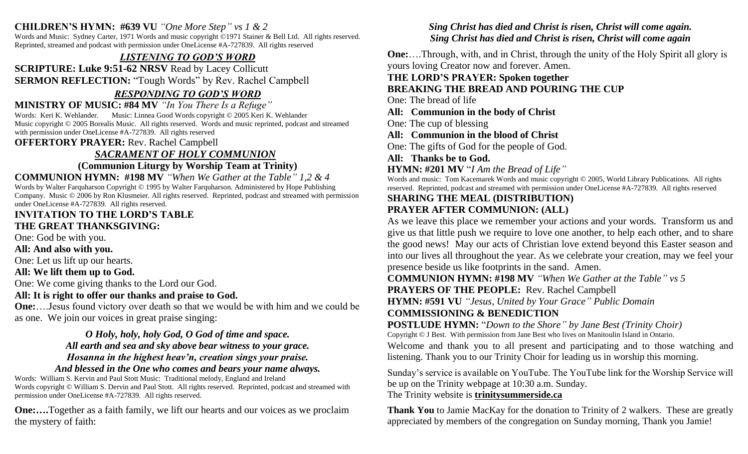**CHILDREN'S HYMN: #639 VU** *"One More Step" vs 1 & 2*

Words and Music: Sydney Carter, 1971 Words and music copyright ©1971 Stainer & Bell Ltd. All rights reserved. Reprinted, streamed and podcast with permission under OneLicense #A-727839. All rights reserved

## *LISTENING TO GOD'S WORD*

**SCRIPTURE: Luke 9:51-62 NRSV** Read by Lacey Collicutt

**SERMON REFLECTION:** "Tough Words" by Rev. Rachel Campbell

## *RESPONDING TO GOD'S WORD*

**MINISTRY OF MUSIC: #84 MV** *"In You There Is a Refuge"*

Words: Keri K. Wehlander. Music: Linnea Good Words copyright © 2005 Keri K. Wehlander Music copyright © 2005 Borealis Music. All rights reserved. Words and music reprinted, podcast and streamed with permission under OneLicense #A-727839. All rights reserved

**OFFERTORY PRAYER:** Rev. Rachel Campbell

## *SACRAMENT OF HOLY COMMUNION*

**(Communion Liturgy by Worship Team at Trinity)**

**COMMUNION HYMN: #198 MV** *"When We Gather at the Table" 1,2 & 4*

Words by Walter Farquharson Copyright © 1995 by Walter Farquharson. Administered by Hope Publishing Company. Music © 2006 by Ron Klusmeier. All rights reserved. Reprinted, podcast and streamed with permission under OneLicense #A-727839. All rights reserved.

**INVITATION TO THE LORD'S TABLE**

**THE GREAT THANKSGIVING:**

One: God be with you.

**All: And also with you.**

One: Let us lift up our hearts.

**All: We lift them up to God.**

One: We come giving thanks to the Lord our God.

**All: It is right to offer our thanks and praise to God.**

**One:**….Jesus found victory over death so that we would be with him and we could be as one. We join our voices in great praise singing:

***O Holy, holy, holy God, O God of time and space.***
***All earth and sea and sky above bear witness to your grace.***
***Hosanna in the highest heav'n, creation sings your praise.***
***And blessed in the One who comes and bears your name always.***

Words: William S. Kervin and Paul Stott Music: Traditional melody, England and Ireland Words copyright © William S. Dervin and Paul Stott. All rights reserved. Reprinted, podcast and streamed with permission under OneLicense #A-727839. All rights reserved.

**One:….**Together as a faith family, we lift our hearts and our voices as we proclaim the mystery of faith:

***Sing Christ has died and Christ is risen, Christ will come again.***
***Sing Christ has died and Christ is risen, Christ will come again***

**One:**….Through, with, and in Christ, through the unity of the Holy Spirit all glory is yours loving Creator now and forever. Amen.

**THE LORD'S PRAYER: Spoken together**

**BREAKING THE BREAD AND POURING THE CUP**

One: The bread of life

**All: Communion in the body of Christ**

One: The cup of blessing

**All: Communion in the blood of Christ**

One: The gifts of God for the people of God.

**All: Thanks be to God.**

**HYMN: #201 MV** "*I Am the Bread of Life"*

Words and music: Tom Kacemarek Words and music copyright © 2005, World Library Publications. All rights reserved. Reprinted, podcast and streamed with permission under OneLicense #A-727839. All rights reserved

**SHARING THE MEAL (DISTRIBUTION)**

**PRAYER AFTER COMMUNION: (ALL)**

As we leave this place we remember your actions and your words. Transform us and give us that little push we require to love one another, to help each other, and to share the good news! May our acts of Christian love extend beyond this Easter season and into our lives all throughout the year. As we celebrate your creation, may we feel your presence beside us like footprints in the sand. Amen.

**COMMUNION HYMN: #198 MV** *"When We Gather at the Table" vs 5*

**PRAYERS OF THE PEOPLE:** Rev. Rachel Campbell

**HYMN: #591 VU** *"Jesus, United by Your Grace" Public Domain*

**COMMISSIONING & BENEDICTION**

**POSTLUDE HYMN:** "*Down to the Shore" by Jane Best (Trinity Choir)*

Copyright © J Best. With permission from Jane Best who lives on Manitoulin Island in Ontario.

Welcome and thank you to all present and participating and to those watching and listening. Thank you to our Trinity Choir for leading us in worship this morning.

Sunday's service is available on YouTube. The YouTube link for the Worship Service will be up on the Trinity webpage at 10:30 a.m. Sunday.
The Trinity website is **trinitysummerside.ca**

**Thank You** to Jamie MacKay for the donation to Trinity of 2 walkers. These are greatly appreciated by members of the congregation on Sunday morning, Thank you Jamie!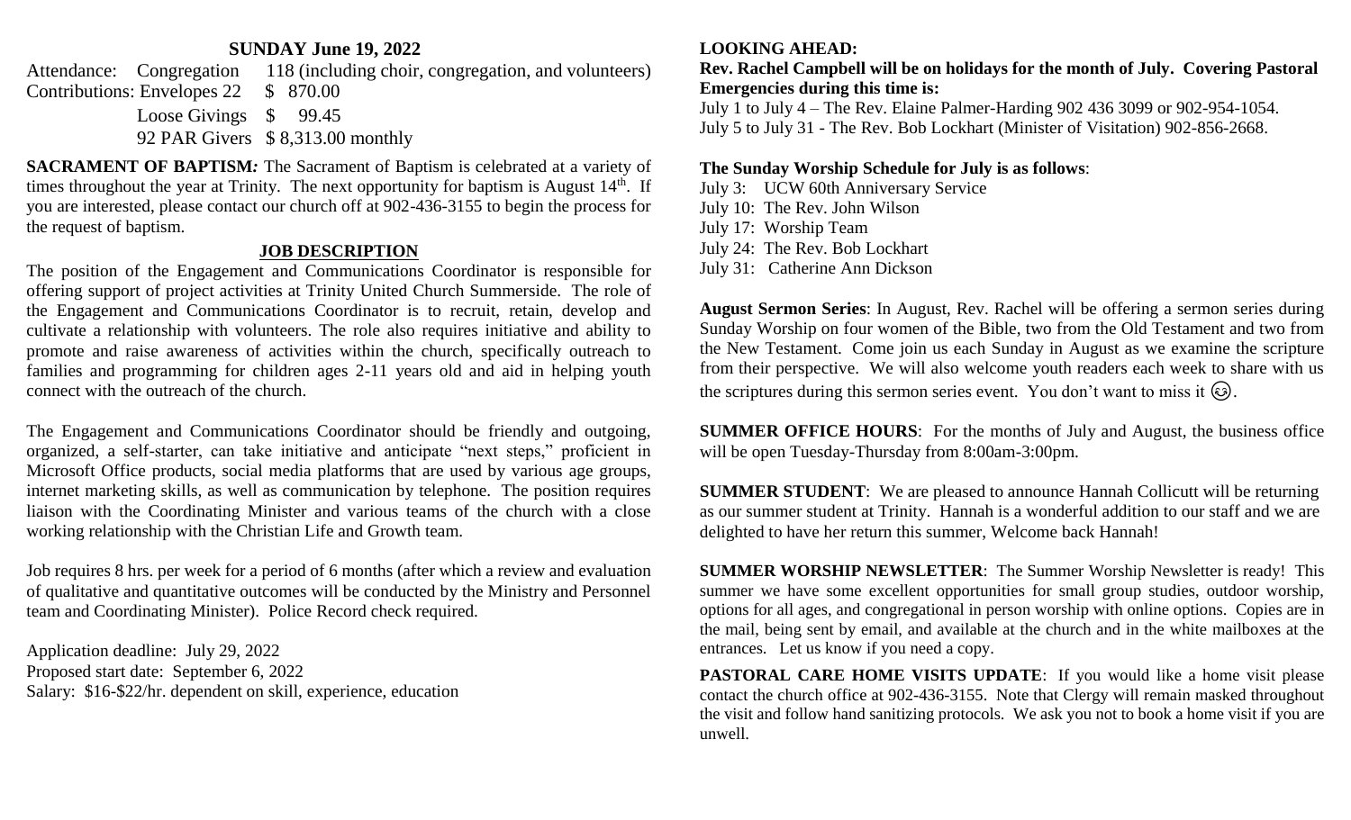## SUNDAY June 19, 2022

Attendance: Congregation 118 (including choir, congregation, and volunteers)
Contributions: Envelopes 22 $ 870.00
Loose Givings $ 99.45
92 PAR Givers $ 8,313.00 monthly

**SACRAMENT OF BAPTISM:** The Sacrament of Baptism is celebrated at a variety of times throughout the year at Trinity. The next opportunity for baptism is August 14th. If you are interested, please contact our church off at 902-436-3155 to begin the process for the request of baptism.

## JOB DESCRIPTION

The position of the Engagement and Communications Coordinator is responsible for offering support of project activities at Trinity United Church Summerside. The role of the Engagement and Communications Coordinator is to recruit, retain, develop and cultivate a relationship with volunteers. The role also requires initiative and ability to promote and raise awareness of activities within the church, specifically outreach to families and programming for children ages 2-11 years old and aid in helping youth connect with the outreach of the church.

The Engagement and Communications Coordinator should be friendly and outgoing, organized, a self-starter, can take initiative and anticipate "next steps," proficient in Microsoft Office products, social media platforms that are used by various age groups, internet marketing skills, as well as communication by telephone. The position requires liaison with the Coordinating Minister and various teams of the church with a close working relationship with the Christian Life and Growth team.

Job requires 8 hrs. per week for a period of 6 months (after which a review and evaluation of qualitative and quantitative outcomes will be conducted by the Ministry and Personnel team and Coordinating Minister). Police Record check required.

Application deadline: July 29, 2022
Proposed start date: September 6, 2022
Salary: $16-$22/hr. dependent on skill, experience, education

**LOOKING AHEAD:**

**Rev. Rachel Campbell will be on holidays for the month of July. Covering Pastoral Emergencies during this time is:**

July 1 to July 4 – The Rev. Elaine Palmer-Harding 902 436 3099 or 902-954-1054.
July 5 to July 31 - The Rev. Bob Lockhart (Minister of Visitation) 902-856-2668.

**The Sunday Worship Schedule for July is as follows**:

July 3: UCW 60th Anniversary Service
July 10: The Rev. John Wilson
July 17: Worship Team
July 24: The Rev. Bob Lockhart
July 31: Catherine Ann Dickson

**August Sermon Series**: In August, Rev. Rachel will be offering a sermon series during Sunday Worship on four women of the Bible, two from the Old Testament and two from the New Testament. Come join us each Sunday in August as we examine the scripture from their perspective. We will also welcome youth readers each week to share with us the scriptures during this sermon series event. You don't want to miss it 😊.

**SUMMER OFFICE HOURS**: For the months of July and August, the business office will be open Tuesday-Thursday from 8:00am-3:00pm.

**SUMMER STUDENT**: We are pleased to announce Hannah Collicutt will be returning as our summer student at Trinity. Hannah is a wonderful addition to our staff and we are delighted to have her return this summer, Welcome back Hannah!

**SUMMER WORSHIP NEWSLETTER**: The Summer Worship Newsletter is ready! This summer we have some excellent opportunities for small group studies, outdoor worship, options for all ages, and congregational in person worship with online options. Copies are in the mail, being sent by email, and available at the church and in the white mailboxes at the entrances. Let us know if you need a copy.

**PASTORAL CARE HOME VISITS UPDATE**: If you would like a home visit please contact the church office at 902-436-3155. Note that Clergy will remain masked throughout the visit and follow hand sanitizing protocols. We ask you not to book a home visit if you are unwell.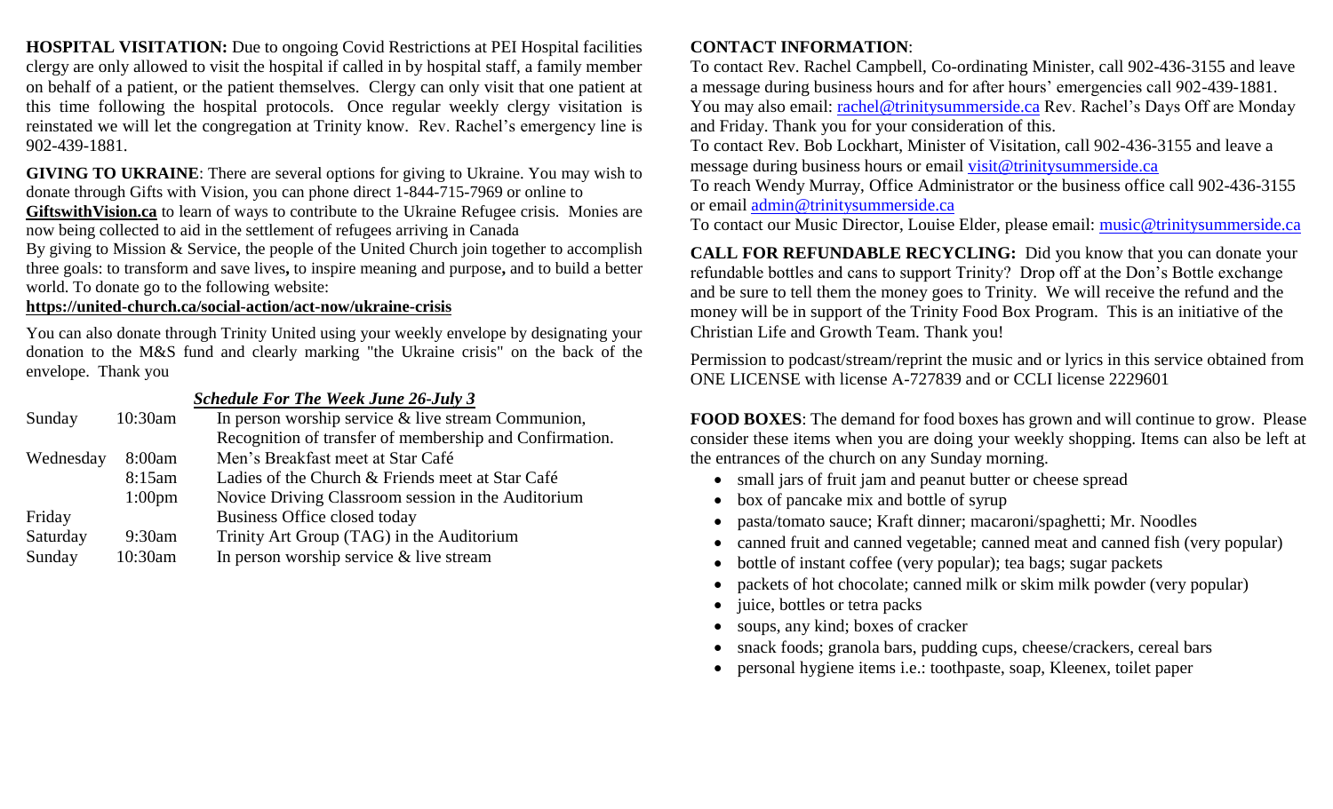**HOSPITAL VISITATION:** Due to ongoing Covid Restrictions at PEI Hospital facilities clergy are only allowed to visit the hospital if called in by hospital staff, a family member on behalf of a patient, or the patient themselves. Clergy can only visit that one patient at this time following the hospital protocols. Once regular weekly clergy visitation is reinstated we will let the congregation at Trinity know. Rev. Rachel's emergency line is 902-439-1881.

**GIVING TO UKRAINE**: There are several options for giving to Ukraine. You may wish to donate through Gifts with Vision, you can phone direct 1-844-715-7969 or online to **GiftswithVision.ca** to learn of ways to contribute to the Ukraine Refugee crisis. Monies are now being collected to aid in the settlement of refugees arriving in Canada

By giving to Mission & Service, the people of the United Church join together to accomplish three goals: to transform and save lives**,** to inspire meaning and purpose**,** and to build a better world. To donate go to the following website:

**https://united-church.ca/social-action/act-now/ukraine-crisis**

You can also donate through Trinity United using your weekly envelope by designating your donation to the M&S fund and clearly marking "the Ukraine crisis" on the back of the envelope. Thank you

***Schedule For The Week June 26-July 3***

| | | |
|---|---|---|
| Sunday | 10:30am | In person worship service & live stream Communion, Recognition of transfer of membership and Confirmation. |
| Wednesday | 8:00am | Men's Breakfast meet at Star Café |
| | 8:15am | Ladies of the Church & Friends meet at Star Café |
| | 1:00pm | Novice Driving Classroom session in the Auditorium |
| Friday | | Business Office closed today |
| Saturday | 9:30am | Trinity Art Group (TAG) in the Auditorium |
| Sunday | 10:30am | In person worship service & live stream |

**CONTACT INFORMATION**:

To contact Rev. Rachel Campbell, Co-ordinating Minister, call 902-436-3155 and leave a message during business hours and for after hours' emergencies call 902-439-1881. You may also email: rachel@trinitysummerside.ca Rev. Rachel's Days Off are Monday and Friday. Thank you for your consideration of this.

To contact Rev. Bob Lockhart, Minister of Visitation, call 902-436-3155 and leave a message during business hours or email visit@trinitysummerside.ca

To reach Wendy Murray, Office Administrator or the business office call 902-436-3155 or email admin@trinitysummerside.ca

To contact our Music Director, Louise Elder, please email: music@trinitysummerside.ca

**CALL FOR REFUNDABLE RECYCLING:** Did you know that you can donate your refundable bottles and cans to support Trinity? Drop off at the Don's Bottle exchange and be sure to tell them the money goes to Trinity. We will receive the refund and the money will be in support of the Trinity Food Box Program. This is an initiative of the Christian Life and Growth Team. Thank you!

Permission to podcast/stream/reprint the music and or lyrics in this service obtained from ONE LICENSE with license A-727839 and or CCLI license 2229601

**FOOD BOXES**: The demand for food boxes has grown and will continue to grow. Please consider these items when you are doing your weekly shopping. Items can also be left at the entrances of the church on any Sunday morning.

- small jars of fruit jam and peanut butter or cheese spread
- box of pancake mix and bottle of syrup
- pasta/tomato sauce; Kraft dinner; macaroni/spaghetti; Mr. Noodles
- canned fruit and canned vegetable; canned meat and canned fish (very popular)
- bottle of instant coffee (very popular); tea bags; sugar packets
- packets of hot chocolate; canned milk or skim milk powder (very popular)
- juice, bottles or tetra packs
- soups, any kind; boxes of cracker
- snack foods; granola bars, pudding cups, cheese/crackers, cereal bars
- personal hygiene items i.e.: toothpaste, soap, Kleenex, toilet paper